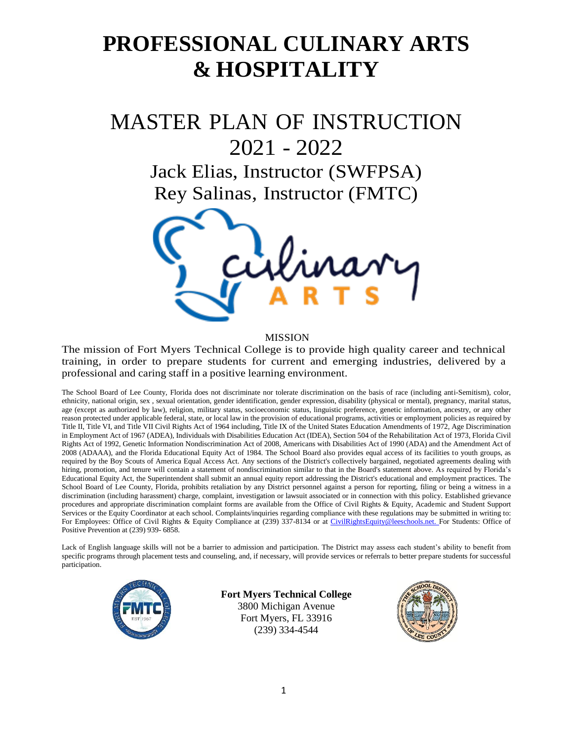# PROFESSIONAL CULINARY ARTS & HOSPITALITY

# MASTER PLAN OF INSTRUCTION 2021 - 2022

## Jack Elias, Instructor (SWFPSA)
## Rey Salinas, Instructor (FMTC)

MISSION

The mission of Fort Myers Technical College is to provide high quality career and technical training, in order to prepare students for current and emerging industries, delivered by a professional and caring staff in a positive learning environment.

The School Board of Lee County, Florida does not discriminate nor tolerate discrimination on the basis of race (including anti-Semitism), color, ethnicity, national origin, sex , sexual orientation, gender identification, gender expression, disability (physical or mental), pregnancy, marital status, age (except as authorized by law), religion, military status, socioeconomic status, linguistic preference, genetic information, ancestry, or any other reason protected under applicable federal, state, or local law in the provision of educational programs, activities or employment policies as required by Title II, Title VI, and Title VII Civil Rights Act of 1964 including, Title IX of the United States Education Amendments of 1972, Age Discrimination in Employment Act of 1967 (ADEA), Individuals with Disabilities Education Act (IDEA), Section 504 of the Rehabilitation Act of 1973, Florida Civil Rights Act of 1992, Genetic Information Nondiscrimination Act of 2008, Americans with Disabilities Act of 1990 (ADA) and the Amendment Act of 2008 (ADAAA), and the Florida Educational Equity Act of 1984. The School Board also provides equal access of its facilities to youth groups, as required by the Boy Scouts of America Equal Access Act. Any sections of the District's collectively bargained, negotiated agreements dealing with hiring, promotion, and tenure will contain a statement of nondiscrimination similar to that in the Board's statement above. As required by Florida's Educational Equity Act, the Superintendent shall submit an annual equity report addressing the District's educational and employment practices. The School Board of Lee County, Florida, prohibits retaliation by any District personnel against a person for reporting, filing or being a witness in a discrimination (including harassment) charge, complaint, investigation or lawsuit associated or in connection with this policy. Established grievance procedures and appropriate discrimination complaint forms are available from the Office of Civil Rights & Equity, Academic and Student Support Services or the Equity Coordinator at each school. Complaints/inquiries regarding compliance with these regulations may be submitted in writing to: For Employees: Office of Civil Rights & Equity Compliance at (239) 337-8134 or at CivilRightsEquity@leeschools.net. For Students: Office of Positive Prevention at (239) 939- 6858.

Lack of English language skills will not be a barrier to admission and participation. The District may assess each student's ability to benefit from specific programs through placement tests and counseling, and, if necessary, will provide services or referrals to better prepare students for successful participation.

**Fort Myers Technical College**
3800 Michigan Avenue
Fort Myers, FL 33916
(239) 334-4544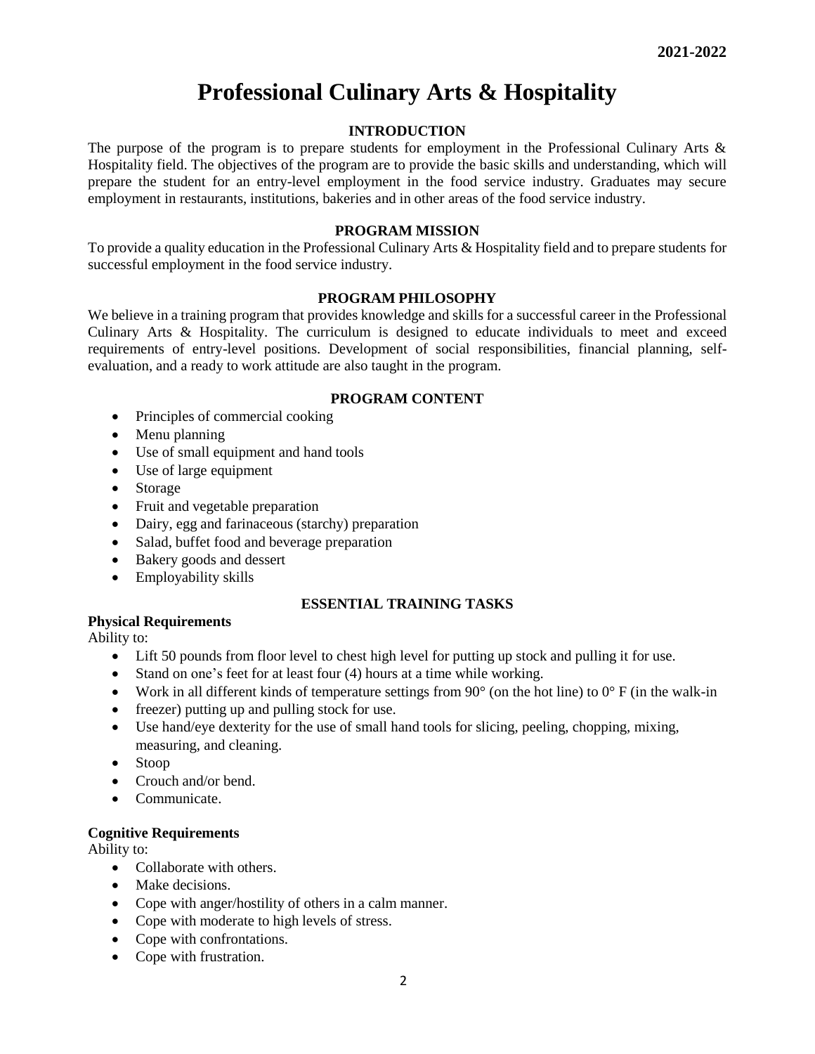2021-2022

# Professional Culinary Arts & Hospitality

## INTRODUCTION

The purpose of the program is to prepare students for employment in the Professional Culinary Arts & Hospitality field. The objectives of the program are to provide the basic skills and understanding, which will prepare the student for an entry-level employment in the food service industry. Graduates may secure employment in restaurants, institutions, bakeries and in other areas of the food service industry.

## PROGRAM MISSION

To provide a quality education in the Professional Culinary Arts & Hospitality field and to prepare students for successful employment in the food service industry.

## PROGRAM PHILOSOPHY

We believe in a training program that provides knowledge and skills for a successful career in the Professional Culinary Arts & Hospitality. The curriculum is designed to educate individuals to meet and exceed requirements of entry-level positions. Development of social responsibilities, financial planning, self-evaluation, and a ready to work attitude are also taught in the program.

## PROGRAM CONTENT

- Principles of commercial cooking
- Menu planning
- Use of small equipment and hand tools
- Use of large equipment
- Storage
- Fruit and vegetable preparation
- Dairy, egg and farinaceous (starchy) preparation
- Salad, buffet food and beverage preparation
- Bakery goods and dessert
- Employability skills

## ESSENTIAL TRAINING TASKS

**Physical Requirements**

Ability to:

- Lift 50 pounds from floor level to chest high level for putting up stock and pulling it for use.
- Stand on one's feet for at least four (4) hours at a time while working.
- Work in all different kinds of temperature settings from 90° (on the hot line) to 0° F (in the walk-in
- freezer) putting up and pulling stock for use.
- Use hand/eye dexterity for the use of small hand tools for slicing, peeling, chopping, mixing, measuring, and cleaning.
- Stoop
- Crouch and/or bend.
- Communicate.

**Cognitive Requirements**

Ability to:

- Collaborate with others.
- Make decisions.
- Cope with anger/hostility of others in a calm manner.
- Cope with moderate to high levels of stress.
- Cope with confrontations.
- Cope with frustration.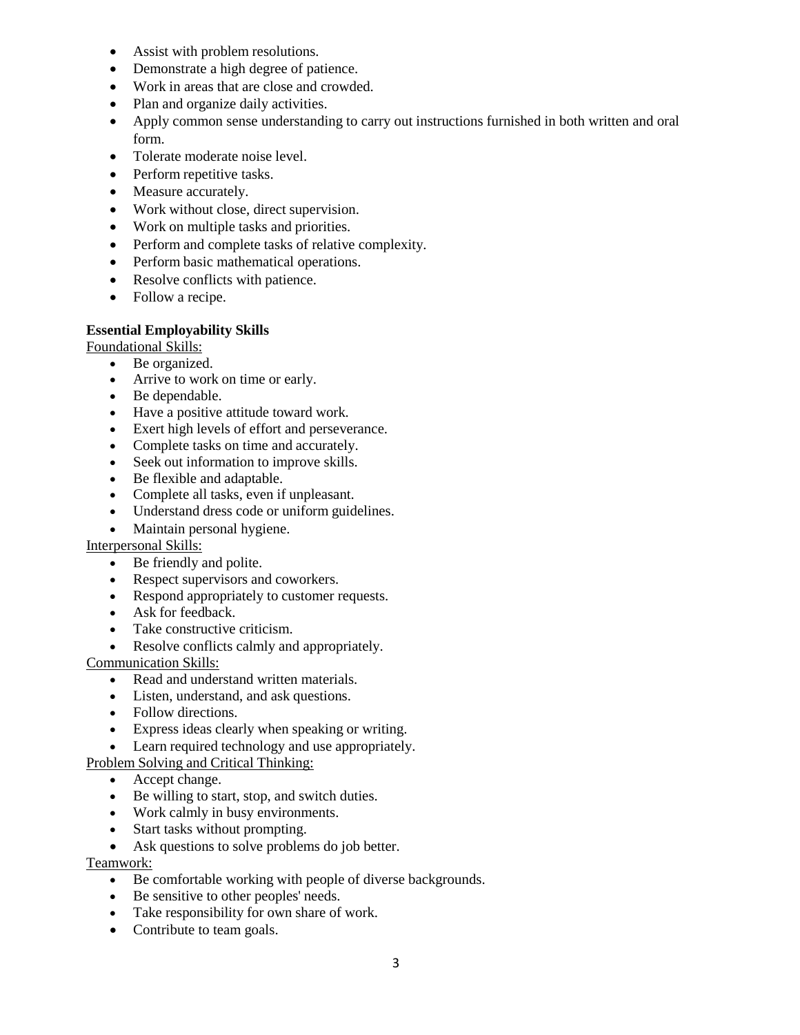- Assist with problem resolutions.
- Demonstrate a high degree of patience.
- Work in areas that are close and crowded.
- Plan and organize daily activities.
- Apply common sense understanding to carry out instructions furnished in both written and oral form.
- Tolerate moderate noise level.
- Perform repetitive tasks.
- Measure accurately.
- Work without close, direct supervision.
- Work on multiple tasks and priorities.
- Perform and complete tasks of relative complexity.
- Perform basic mathematical operations.
- Resolve conflicts with patience.
- Follow a recipe.

**Essential Employability Skills**

<u>Foundational Skills:</u>

- Be organized.
- Arrive to work on time or early.
- Be dependable.
- Have a positive attitude toward work.
- Exert high levels of effort and perseverance.
- Complete tasks on time and accurately.
- Seek out information to improve skills.
- Be flexible and adaptable.
- Complete all tasks, even if unpleasant.
- Understand dress code or uniform guidelines.
- Maintain personal hygiene.

<u>Interpersonal Skills:</u>

- Be friendly and polite.
- Respect supervisors and coworkers.
- Respond appropriately to customer requests.
- Ask for feedback.
- Take constructive criticism.
- Resolve conflicts calmly and appropriately.

<u>Communication Skills:</u>

- Read and understand written materials.
- Listen, understand, and ask questions.
- Follow directions.
- Express ideas clearly when speaking or writing.
- Learn required technology and use appropriately.

<u>Problem Solving and Critical Thinking:</u>

- Accept change.
- Be willing to start, stop, and switch duties.
- Work calmly in busy environments.
- Start tasks without prompting.
- Ask questions to solve problems do job better.

<u>Teamwork:</u>

- Be comfortable working with people of diverse backgrounds.
- Be sensitive to other peoples' needs.
- Take responsibility for own share of work.
- Contribute to team goals.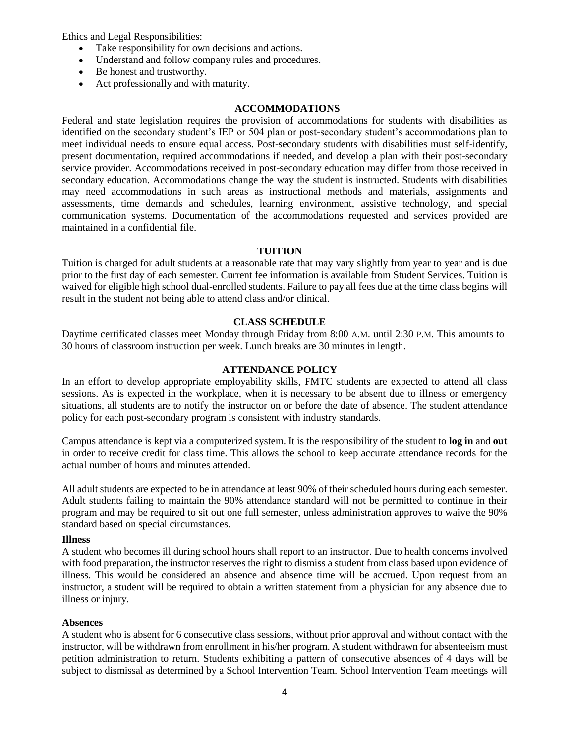Ethics and Legal Responsibilities:

- Take responsibility for own decisions and actions.
- Understand and follow company rules and procedures.
- Be honest and trustworthy.
- Act professionally and with maturity.

## ACCOMMODATIONS

Federal and state legislation requires the provision of accommodations for students with disabilities as identified on the secondary student's IEP or 504 plan or post-secondary student's accommodations plan to meet individual needs to ensure equal access. Post-secondary students with disabilities must self-identify, present documentation, required accommodations if needed, and develop a plan with their post-secondary service provider. Accommodations received in post-secondary education may differ from those received in secondary education. Accommodations change the way the student is instructed. Students with disabilities may need accommodations in such areas as instructional methods and materials, assignments and assessments, time demands and schedules, learning environment, assistive technology, and special communication systems. Documentation of the accommodations requested and services provided are maintained in a confidential file.

## TUITION

Tuition is charged for adult students at a reasonable rate that may vary slightly from year to year and is due prior to the first day of each semester. Current fee information is available from Student Services. Tuition is waived for eligible high school dual-enrolled students. Failure to pay all fees due at the time class begins will result in the student not being able to attend class and/or clinical.

## CLASS SCHEDULE

Daytime certificated classes meet Monday through Friday from 8:00 A.M. until 2:30 P.M. This amounts to 30 hours of classroom instruction per week. Lunch breaks are 30 minutes in length.

## ATTENDANCE POLICY

In an effort to develop appropriate employability skills, FMTC students are expected to attend all class sessions. As is expected in the workplace, when it is necessary to be absent due to illness or emergency situations, all students are to notify the instructor on or before the date of absence. The student attendance policy for each post-secondary program is consistent with industry standards.

Campus attendance is kept via a computerized system. It is the responsibility of the student to **log in** and **out** in order to receive credit for class time. This allows the school to keep accurate attendance records for the actual number of hours and minutes attended.

All adult students are expected to be in attendance at least 90% of their scheduled hours during each semester. Adult students failing to maintain the 90% attendance standard will not be permitted to continue in their program and may be required to sit out one full semester, unless administration approves to waive the 90% standard based on special circumstances.

**Illness**

A student who becomes ill during school hours shall report to an instructor. Due to health concerns involved with food preparation, the instructor reserves the right to dismiss a student from class based upon evidence of illness. This would be considered an absence and absence time will be accrued. Upon request from an instructor, a student will be required to obtain a written statement from a physician for any absence due to illness or injury.

**Absences**

A student who is absent for 6 consecutive class sessions, without prior approval and without contact with the instructor, will be withdrawn from enrollment in his/her program. A student withdrawn for absenteeism must petition administration to return. Students exhibiting a pattern of consecutive absences of 4 days will be subject to dismissal as determined by a School Intervention Team. School Intervention Team meetings will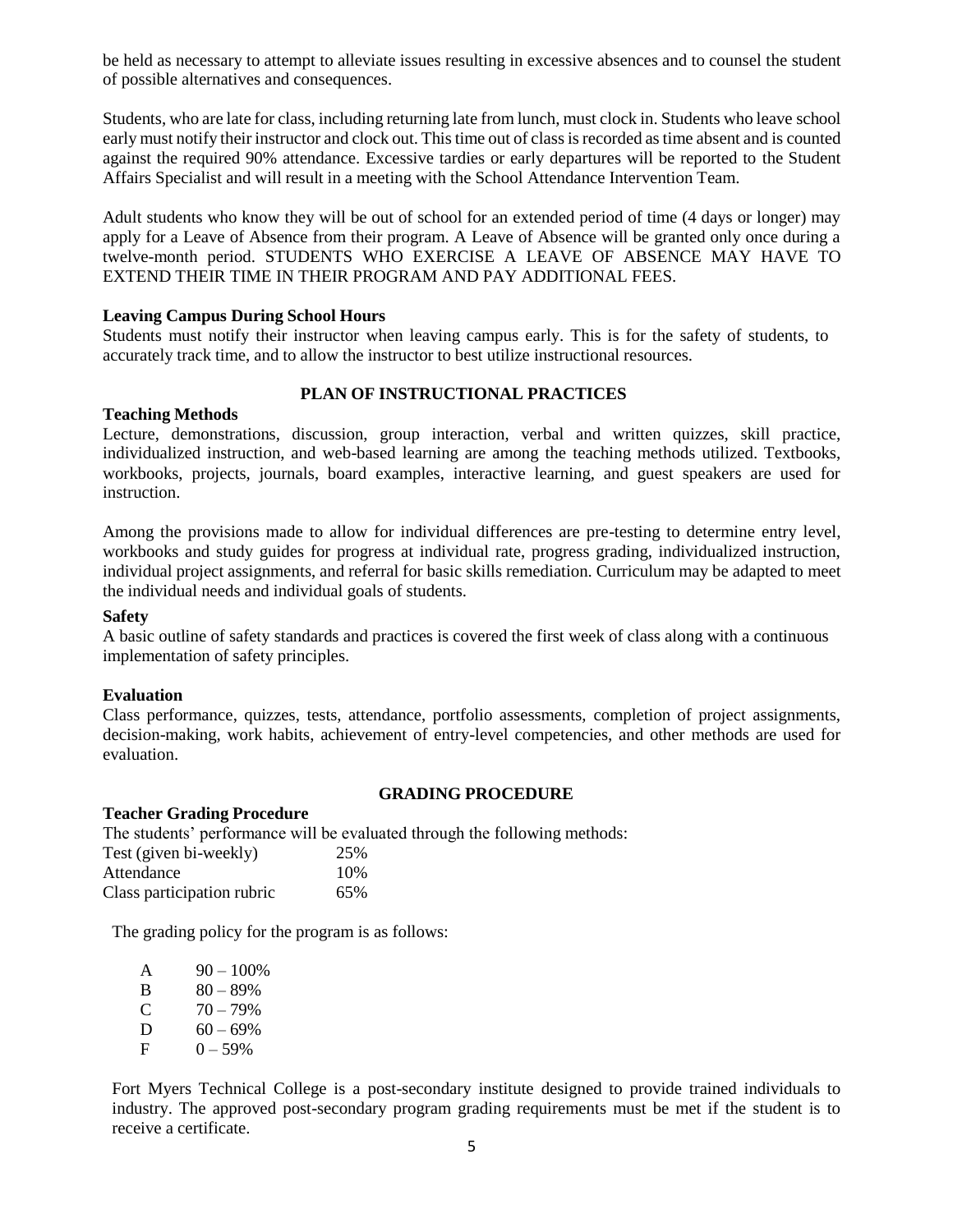be held as necessary to attempt to alleviate issues resulting in excessive absences and to counsel the student of possible alternatives and consequences.

Students, who are late for class, including returning late from lunch, must clock in. Students who leave school early must notify their instructor and clock out. This time out of class is recorded as time absent and is counted against the required 90% attendance. Excessive tardies or early departures will be reported to the Student Affairs Specialist and will result in a meeting with the School Attendance Intervention Team.

Adult students who know they will be out of school for an extended period of time (4 days or longer) may apply for a Leave of Absence from their program. A Leave of Absence will be granted only once during a twelve-month period. STUDENTS WHO EXERCISE A LEAVE OF ABSENCE MAY HAVE TO EXTEND THEIR TIME IN THEIR PROGRAM AND PAY ADDITIONAL FEES.

**Leaving Campus During School Hours**

Students must notify their instructor when leaving campus early. This is for the safety of students, to accurately track time, and to allow the instructor to best utilize instructional resources.

## PLAN OF INSTRUCTIONAL PRACTICES

**Teaching Methods**

Lecture, demonstrations, discussion, group interaction, verbal and written quizzes, skill practice, individualized instruction, and web-based learning are among the teaching methods utilized. Textbooks, workbooks, projects, journals, board examples, interactive learning, and guest speakers are used for instruction.

Among the provisions made to allow for individual differences are pre-testing to determine entry level, workbooks and study guides for progress at individual rate, progress grading, individualized instruction, individual project assignments, and referral for basic skills remediation. Curriculum may be adapted to meet the individual needs and individual goals of students.

**Safety**

A basic outline of safety standards and practices is covered the first week of class along with a continuous implementation of safety principles.

**Evaluation**

Class performance, quizzes, tests, attendance, portfolio assessments, completion of project assignments, decision-making, work habits, achievement of entry-level competencies, and other methods are used for evaluation.

## GRADING PROCEDURE

**Teacher Grading Procedure**

The students' performance will be evaluated through the following methods:

| Method | Weight |
|---|---|
| Test (given bi-weekly) | 25% |
| Attendance | 10% |
| Class participation rubric | 65% |

The grading policy for the program is as follows:

| Grade | Range |
|---|---|
| A | 90 – 100% |
| B | 80 – 89% |
| C | 70 – 79% |
| D | 60 – 69% |
| F | 0 – 59% |

Fort Myers Technical College is a post-secondary institute designed to provide trained individuals to industry. The approved post-secondary program grading requirements must be met if the student is to receive a certificate.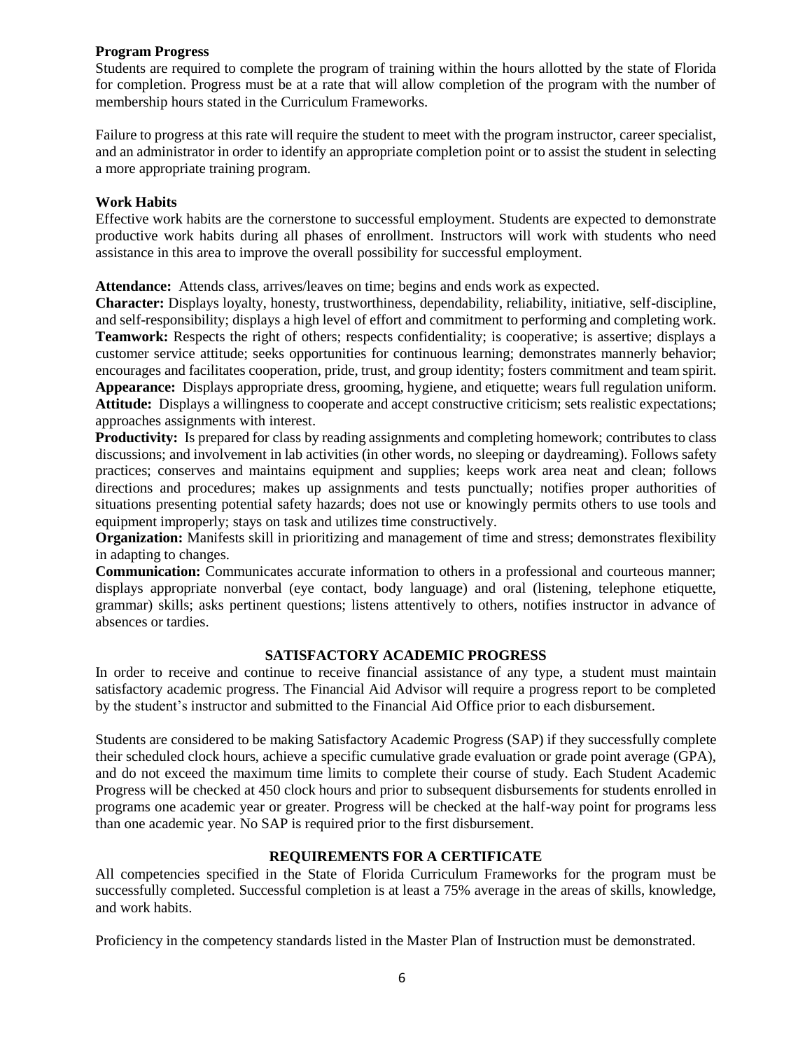**Program Progress**

Students are required to complete the program of training within the hours allotted by the state of Florida for completion. Progress must be at a rate that will allow completion of the program with the number of membership hours stated in the Curriculum Frameworks.

Failure to progress at this rate will require the student to meet with the program instructor, career specialist, and an administrator in order to identify an appropriate completion point or to assist the student in selecting a more appropriate training program.

**Work Habits**

Effective work habits are the cornerstone to successful employment. Students are expected to demonstrate productive work habits during all phases of enrollment. Instructors will work with students who need assistance in this area to improve the overall possibility for successful employment.

**Attendance:** Attends class, arrives/leaves on time; begins and ends work as expected.
**Character:** Displays loyalty, honesty, trustworthiness, dependability, reliability, initiative, self-discipline, and self-responsibility; displays a high level of effort and commitment to performing and completing work.
**Teamwork:** Respects the right of others; respects confidentiality; is cooperative; is assertive; displays a customer service attitude; seeks opportunities for continuous learning; demonstrates mannerly behavior; encourages and facilitates cooperation, pride, trust, and group identity; fosters commitment and team spirit.
**Appearance:** Displays appropriate dress, grooming, hygiene, and etiquette; wears full regulation uniform.
**Attitude:** Displays a willingness to cooperate and accept constructive criticism; sets realistic expectations; approaches assignments with interest.
**Productivity:** Is prepared for class by reading assignments and completing homework; contributes to class discussions; and involvement in lab activities (in other words, no sleeping or daydreaming). Follows safety practices; conserves and maintains equipment and supplies; keeps work area neat and clean; follows directions and procedures; makes up assignments and tests punctually; notifies proper authorities of situations presenting potential safety hazards; does not use or knowingly permits others to use tools and equipment improperly; stays on task and utilizes time constructively.
**Organization:** Manifests skill in prioritizing and management of time and stress; demonstrates flexibility in adapting to changes.
**Communication:** Communicates accurate information to others in a professional and courteous manner; displays appropriate nonverbal (eye contact, body language) and oral (listening, telephone etiquette, grammar) skills; asks pertinent questions; listens attentively to others, notifies instructor in advance of absences or tardies.

## SATISFACTORY ACADEMIC PROGRESS

In order to receive and continue to receive financial assistance of any type, a student must maintain satisfactory academic progress. The Financial Aid Advisor will require a progress report to be completed by the student's instructor and submitted to the Financial Aid Office prior to each disbursement.

Students are considered to be making Satisfactory Academic Progress (SAP) if they successfully complete their scheduled clock hours, achieve a specific cumulative grade evaluation or grade point average (GPA), and do not exceed the maximum time limits to complete their course of study. Each Student Academic Progress will be checked at 450 clock hours and prior to subsequent disbursements for students enrolled in programs one academic year or greater. Progress will be checked at the half-way point for programs less than one academic year. No SAP is required prior to the first disbursement.

## REQUIREMENTS FOR A CERTIFICATE

All competencies specified in the State of Florida Curriculum Frameworks for the program must be successfully completed. Successful completion is at least a 75% average in the areas of skills, knowledge, and work habits.

Proficiency in the competency standards listed in the Master Plan of Instruction must be demonstrated.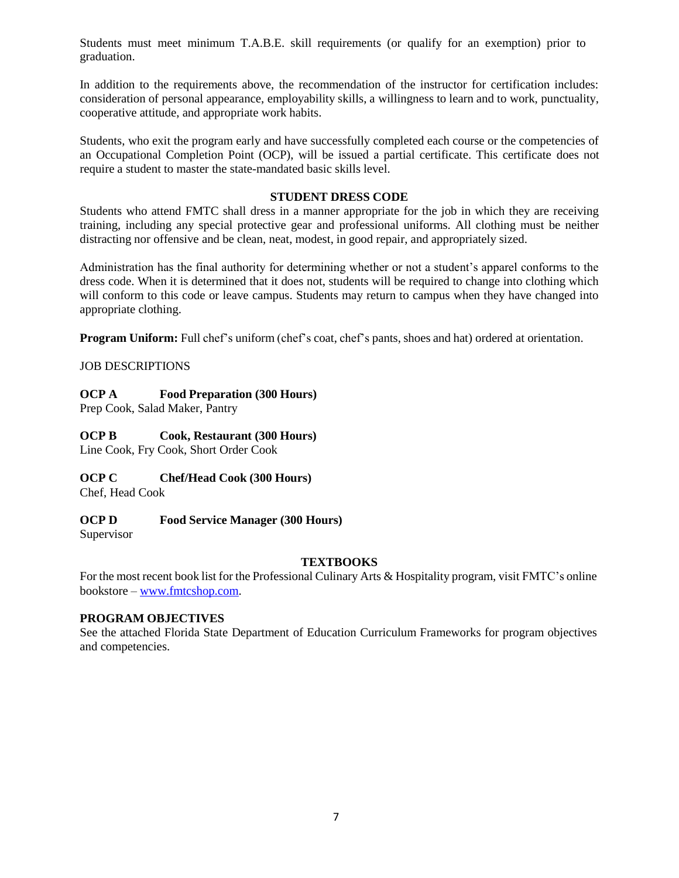Students must meet minimum T.A.B.E. skill requirements (or qualify for an exemption) prior to graduation.

In addition to the requirements above, the recommendation of the instructor for certification includes: consideration of personal appearance, employability skills, a willingness to learn and to work, punctuality, cooperative attitude, and appropriate work habits.

Students, who exit the program early and have successfully completed each course or the competencies of an Occupational Completion Point (OCP), will be issued a partial certificate. This certificate does not require a student to master the state-mandated basic skills level.

## STUDENT DRESS CODE

Students who attend FMTC shall dress in a manner appropriate for the job in which they are receiving training, including any special protective gear and professional uniforms. All clothing must be neither distracting nor offensive and be clean, neat, modest, in good repair, and appropriately sized.

Administration has the final authority for determining whether or not a student's apparel conforms to the dress code. When it is determined that it does not, students will be required to change into clothing which will conform to this code or leave campus. Students may return to campus when they have changed into appropriate clothing.

**Program Uniform:** Full chef's uniform (chef's coat, chef's pants, shoes and hat) ordered at orientation.

JOB DESCRIPTIONS

**OCP A Food Preparation (300 Hours)**
Prep Cook, Salad Maker, Pantry

**OCP B Cook, Restaurant (300 Hours)**
Line Cook, Fry Cook, Short Order Cook

**OCP C Chef/Head Cook (300 Hours)**
Chef, Head Cook

**OCP D Food Service Manager (300 Hours)**
Supervisor

## TEXTBOOKS

For the most recent book list for the Professional Culinary Arts & Hospitality program, visit FMTC's online bookstore – [www.fmtcshop.com](www.fmtcshop.com).

**PROGRAM OBJECTIVES**

See the attached Florida State Department of Education Curriculum Frameworks for program objectives and competencies.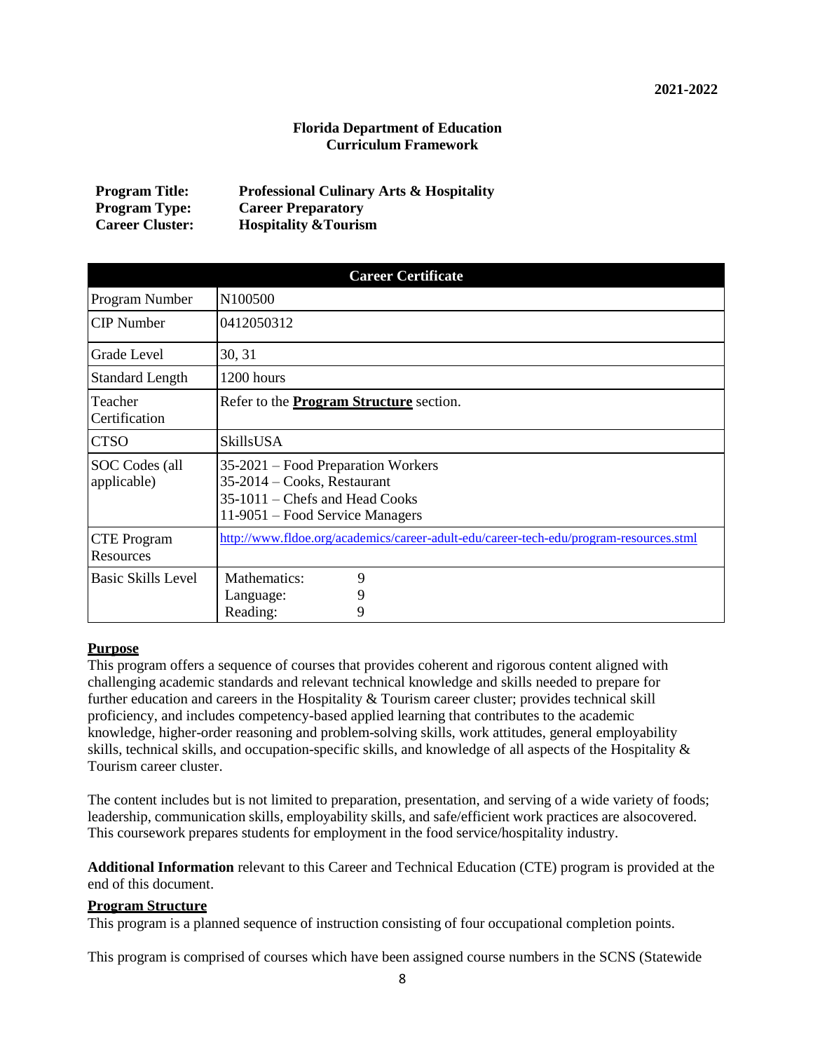**2021-2022**

**Florida Department of Education**
**Curriculum Framework**

| | |
|---|---|
| **Program Title:** | **Professional Culinary Arts & Hospitality** |
| **Program Type:** | **Career Preparatory** |
| **Career Cluster:** | **Hospitality &Tourism** |

| **Career Certificate** | |
|---|---|
| Program Number | N100500 |
| CIP Number | 0412050312 |
| Grade Level | 30, 31 |
| Standard Length | 1200 hours |
| Teacher Certification | Refer to the **Program Structure** section. |
| CTSO | SkillsUSA |
| SOC Codes (all applicable) | 35-2021 – Food Preparation Workers<br>35-2014 – Cooks, Restaurant<br>35-1011 – Chefs and Head Cooks<br>11-9051 – Food Service Managers |
| CTE Program Resources | http://www.fldoe.org/academics/career-adult-edu/career-tech-edu/program-resources.stml |
| Basic Skills Level | Mathematics: 9<br>Language: 9<br>Reading: 9 |

**Purpose**

This program offers a sequence of courses that provides coherent and rigorous content aligned with challenging academic standards and relevant technical knowledge and skills needed to prepare for further education and careers in the Hospitality & Tourism career cluster; provides technical skill proficiency, and includes competency-based applied learning that contributes to the academic knowledge, higher-order reasoning and problem-solving skills, work attitudes, general employability skills, technical skills, and occupation-specific skills, and knowledge of all aspects of the Hospitality & Tourism career cluster.

The content includes but is not limited to preparation, presentation, and serving of a wide variety of foods; leadership, communication skills, employability skills, and safe/efficient work practices are alsocovered. This coursework prepares students for employment in the food service/hospitality industry.

**Additional Information** relevant to this Career and Technical Education (CTE) program is provided at the end of this document.

**Program Structure**

This program is a planned sequence of instruction consisting of four occupational completion points.

This program is comprised of courses which have been assigned course numbers in the SCNS (Statewide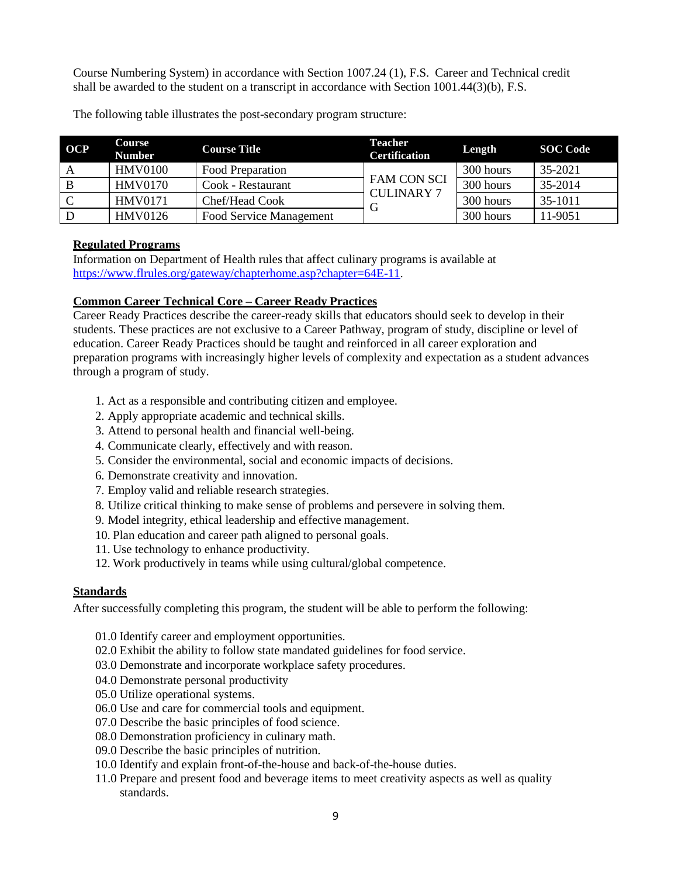Course Numbering System) in accordance with Section 1007.24 (1), F.S. Career and Technical credit shall be awarded to the student on a transcript in accordance with Section 1001.44(3)(b), F.S.

The following table illustrates the post-secondary program structure:

| OCP | Course Number | Course Title | Teacher Certification | Length | SOC Code |
|---|---|---|---|---|---|
| A | HMV0100 | Food Preparation | FAM CON SCI CULINARY 7 G | 300 hours | 35-2021 |
| B | HMV0170 | Cook - Restaurant | | 300 hours | 35-2014 |
| C | HMV0171 | Chef/Head Cook | | 300 hours | 35-1011 |
| D | HMV0126 | Food Service Management | | 300 hours | 11-9051 |

**Regulated Programs**

Information on Department of Health rules that affect culinary programs is available at https://www.flrules.org/gateway/chapterhome.asp?chapter=64E-11.

**Common Career Technical Core – Career Ready Practices**

Career Ready Practices describe the career-ready skills that educators should seek to develop in their students. These practices are not exclusive to a Career Pathway, program of study, discipline or level of education. Career Ready Practices should be taught and reinforced in all career exploration and preparation programs with increasingly higher levels of complexity and expectation as a student advances through a program of study.

1. Act as a responsible and contributing citizen and employee.
2. Apply appropriate academic and technical skills.
3. Attend to personal health and financial well-being.
4. Communicate clearly, effectively and with reason.
5. Consider the environmental, social and economic impacts of decisions.
6. Demonstrate creativity and innovation.
7. Employ valid and reliable research strategies.
8. Utilize critical thinking to make sense of problems and persevere in solving them.
9. Model integrity, ethical leadership and effective management.
10. Plan education and career path aligned to personal goals.
11. Use technology to enhance productivity.
12. Work productively in teams while using cultural/global competence.

**Standards**

After successfully completing this program, the student will be able to perform the following:

01.0 Identify career and employment opportunities.
02.0 Exhibit the ability to follow state mandated guidelines for food service.
03.0 Demonstrate and incorporate workplace safety procedures.
04.0 Demonstrate personal productivity
05.0 Utilize operational systems.
06.0 Use and care for commercial tools and equipment.
07.0 Describe the basic principles of food science.
08.0 Demonstration proficiency in culinary math.
09.0 Describe the basic principles of nutrition.
10.0 Identify and explain front-of-the-house and back-of-the-house duties.
11.0 Prepare and present food and beverage items to meet creativity aspects as well as quality standards.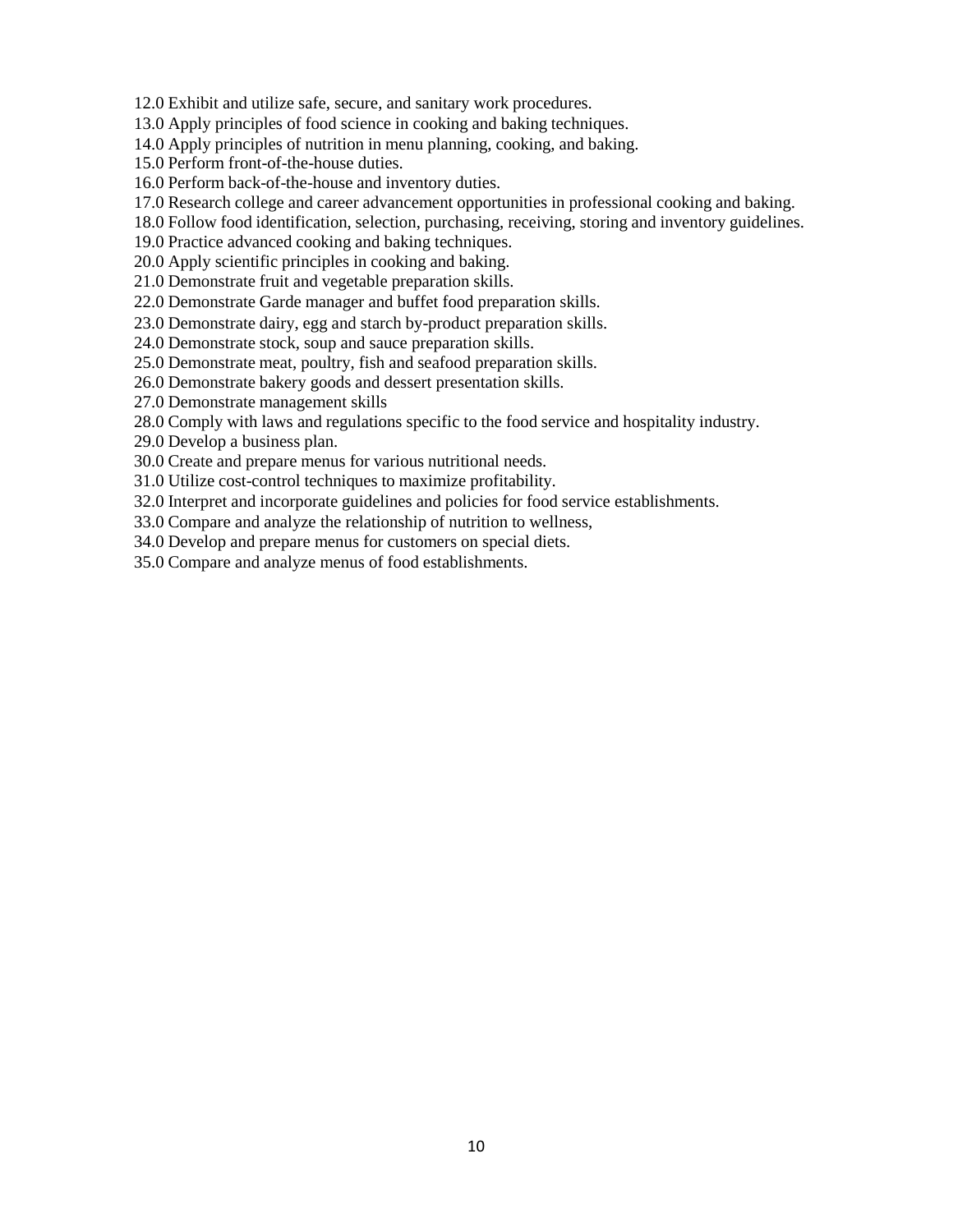12.0 Exhibit and utilize safe, secure, and sanitary work procedures.
13.0 Apply principles of food science in cooking and baking techniques.
14.0 Apply principles of nutrition in menu planning, cooking, and baking.
15.0 Perform front-of-the-house duties.
16.0 Perform back-of-the-house and inventory duties.
17.0 Research college and career advancement opportunities in professional cooking and baking.
18.0 Follow food identification, selection, purchasing, receiving, storing and inventory guidelines.
19.0 Practice advanced cooking and baking techniques.
20.0 Apply scientific principles in cooking and baking.
21.0 Demonstrate fruit and vegetable preparation skills.
22.0 Demonstrate Garde manager and buffet food preparation skills.
23.0 Demonstrate dairy, egg and starch by-product preparation skills.
24.0 Demonstrate stock, soup and sauce preparation skills.
25.0 Demonstrate meat, poultry, fish and seafood preparation skills.
26.0 Demonstrate bakery goods and dessert presentation skills.
27.0 Demonstrate management skills
28.0 Comply with laws and regulations specific to the food service and hospitality industry.
29.0 Develop a business plan.
30.0 Create and prepare menus for various nutritional needs.
31.0 Utilize cost-control techniques to maximize profitability.
32.0 Interpret and incorporate guidelines and policies for food service establishments.
33.0 Compare and analyze the relationship of nutrition to wellness,
34.0 Develop and prepare menus for customers on special diets.
35.0 Compare and analyze menus of food establishments.